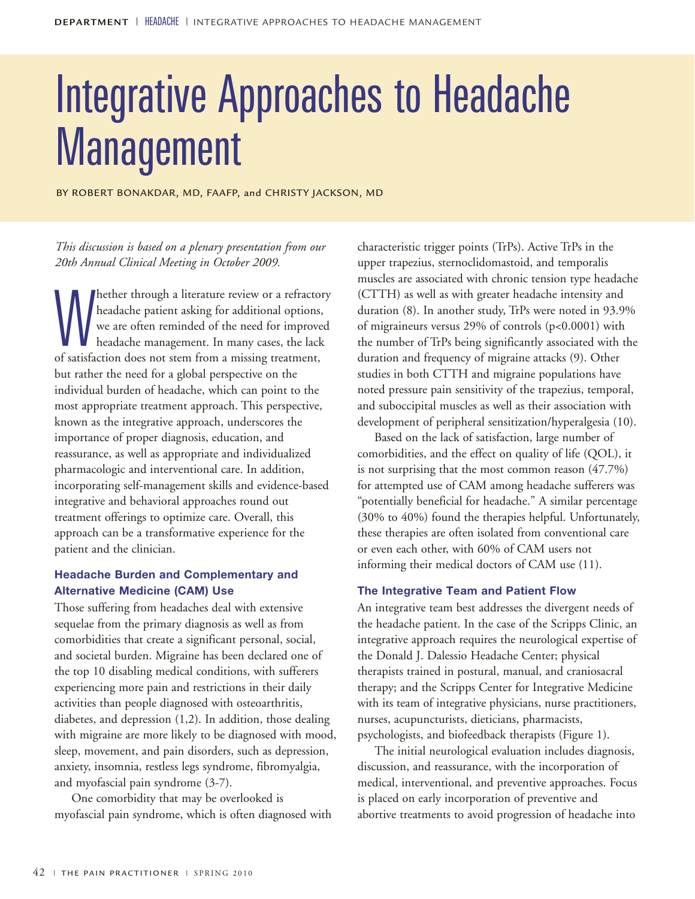# Integrative Approaches to Headache Management

BY ROBERT BONAKDAR, MD, FAAFP, and CHRISTY JACKSON, MD

*This discussion is based on a plenary presentation from our 20th Annual Clinical Meeting in October 2009.*

Whether through a literature review or a refractory headache patient asking for additional options, we are often reminded of the need for improved headache management. In many cases, the lack of satisfaction does not stem from a missing treatment, but rather the need for a global perspective on the individual burden of headache, which can point to the most appropriate treatment approach. This perspective, known as the integrative approach, underscores the importance of proper diagnosis, education, and reassurance, as well as appropriate and individualized pharmacologic and interventional care. In addition, incorporating self-management skills and evidence-based integrative and behavioral approaches round out treatment offerings to optimize care. Overall, this approach can be a transformative experience for the patient and the clinician.

## Headache Burden and Complementary and Alternative Medicine (CAM) Use

Those suffering from headaches deal with extensive sequelae from the primary diagnosis as well as from comorbidities that create a significant personal, social, and societal burden. Migraine has been declared one of the top 10 disabling medical conditions, with sufferers experiencing more pain and restrictions in their daily activities than people diagnosed with osteoarthritis, diabetes, and depression (1,2). In addition, those dealing with migraine are more likely to be diagnosed with mood, sleep, movement, and pain disorders, such as depression, anxiety, insomnia, restless legs syndrome, fibromyalgia, and myofascial pain syndrome (3-7).

One comorbidity that may be overlooked is myofascial pain syndrome, which is often diagnosed with characteristic trigger points (TrPs). Active TrPs in the upper trapezius, sternocleidomastoid, and temporalis muscles are associated with chronic tension type headache (CTTH) as well as with greater headache intensity and duration (8). In another study, TrPs were noted in 93.9% of migraineurs versus 29% of controls ($p<0.0001$) with the number of TrPs being significantly associated with the duration and frequency of migraine attacks (9). Other studies in both CTTH and migraine populations have noted pressure pain sensitivity of the trapezius, temporal, and suboccipital muscles as well as their association with development of peripheral sensitization/hyperalgesia (10).

Based on the lack of satisfaction, large number of comorbidities, and the effect on quality of life (QOL), it is not surprising that the most common reason (47.7%) for attempted use of CAM among headache sufferers was "potentially beneficial for headache." A similar percentage (30% to 40%) found the therapies helpful. Unfortunately, these therapies are often isolated from conventional care or even each other, with 60% of CAM users not informing their medical doctors of CAM use (11).

## The Integrative Team and Patient Flow

An integrative team best addresses the divergent needs of the headache patient. In the case of the Scripps Clinic, an integrative approach requires the neurological expertise of the Donald J. Dalessio Headache Center; physical therapists trained in postural, manual, and craniosacral therapy; and the Scripps Center for Integrative Medicine with its team of integrative physicians, nurse practitioners, nurses, acupuncturists, dieticians, pharmacists, psychologists, and biofeedback therapists (Figure 1).

The initial neurological evaluation includes diagnosis, discussion, and reassurance, with the incorporation of medical, interventional, and preventive approaches. Focus is placed on early incorporation of preventive and abortive treatments to avoid progression of headache into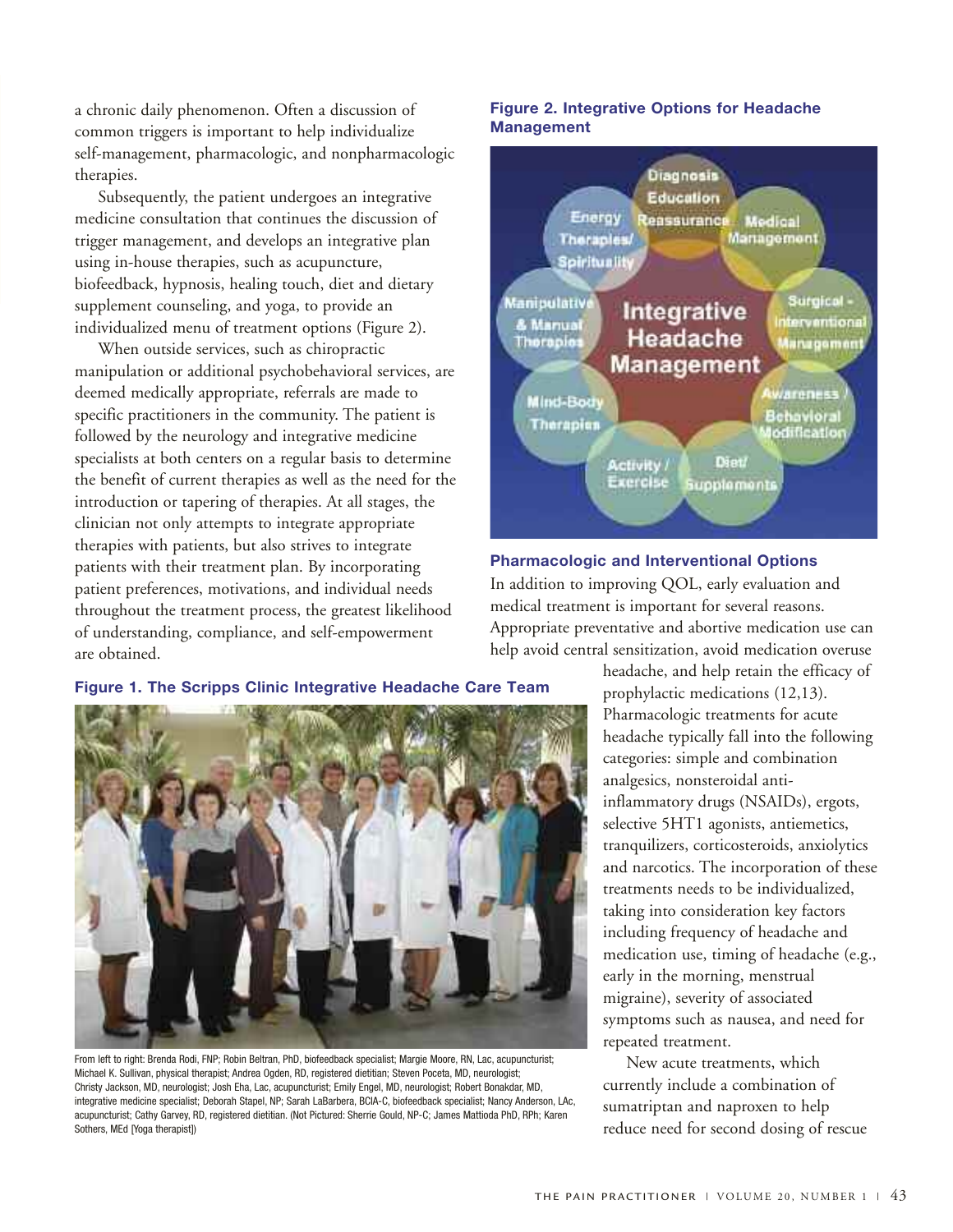a chronic daily phenomenon. Often a discussion of common triggers is important to help individualize self-management, pharmacologic, and nonpharmacologic therapies.

Subsequently, the patient undergoes an integrative medicine consultation that continues the discussion of trigger management, and develops an integrative plan using in-house therapies, such as acupuncture, biofeedback, hypnosis, healing touch, diet and dietary supplement counseling, and yoga, to provide an individualized menu of treatment options (Figure 2).

When outside services, such as chiropractic manipulation or additional psychobehavioral services, are deemed medically appropriate, referrals are made to specific practitioners in the community. The patient is followed by the neurology and integrative medicine specialists at both centers on a regular basis to determine the benefit of current therapies as well as the need for the introduction or tapering of therapies. At all stages, the clinician not only attempts to integrate appropriate therapies with patients, but also strives to integrate patients with their treatment plan. By incorporating patient preferences, motivations, and individual needs throughout the treatment process, the greatest likelihood of understanding, compliance, and self-empowerment are obtained.

**Figure 1. The Scripps Clinic Integrative Headache Care Team**

From left to right: Brenda Rodi, FNP; Robin Beltran, PhD, biofeedback specialist; Margie Moore, RN, Lac, acupuncturist; Michael K. Sullivan, physical therapist; Andrea Ogden, RD, registered dietitian; Steven Poceta, MD, neurologist; Christy Jackson, MD, neurologist; Josh Eha, Lac, acupuncturist; Emily Engel, MD, neurologist; Robert Bonakdar, MD, integrative medicine specialist; Deborah Stapel, NP; Sarah LaBarbera, BCIA-C, biofeedback specialist; Nancy Anderson, LAc, acupuncturist; Cathy Garvey, RD, registered dietitian. (Not Pictured: Sherrie Gould, NP-C; James Mattioda PhD, RPh; Karen Sothers, MEd [Yoga therapist])

**Figure 2. Integrative Options for Headache Management**

Integrative Headache Management: Diagnosis, Education, Reassurance; Medical Management; Surgical - Interventional Management; Awareness / Behavioral Modification; Diet/ Supplements; Activity / Exercise; Mind-Body Therapies; Manipulative & Manual Therapies; Energy Therapies/ Spirituality

### Pharmacologic and Interventional Options

In addition to improving QOL, early evaluation and medical treatment is important for several reasons. Appropriate preventative and abortive medication use can help avoid central sensitization, avoid medication overuse headache, and help retain the efficacy of prophylactic medications (12,13). Pharmacologic treatments for acute headache typically fall into the following categories: simple and combination analgesics, nonsteroidal anti-inflammatory drugs (NSAIDs), ergots, selective 5HT1 agonists, antiemetics, tranquilizers, corticosteroids, anxiolytics and narcotics. The incorporation of these treatments needs to be individualized, taking into consideration key factors including frequency of headache and medication use, timing of headache (e.g., early in the morning, menstrual migraine), severity of associated symptoms such as nausea, and need for repeated treatment.

New acute treatments, which currently include a combination of sumatriptan and naproxen to help reduce need for second dosing of rescue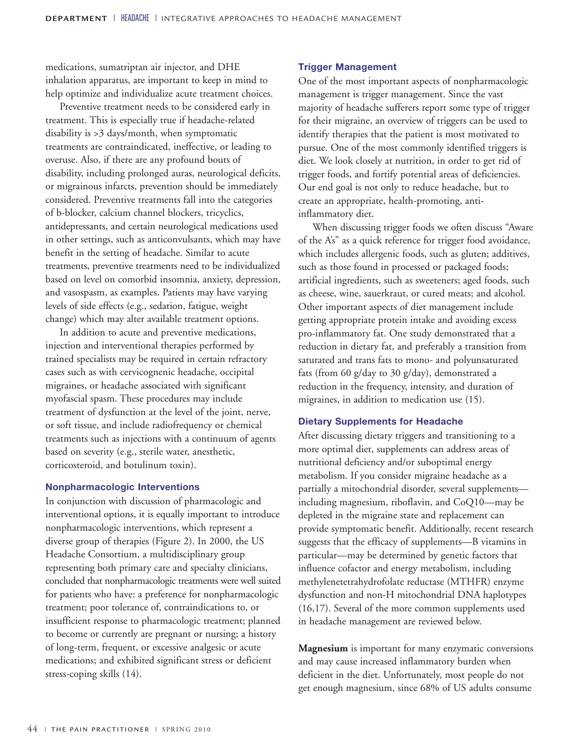medications, sumatriptan air injector, and DHE inhalation apparatus, are important to keep in mind to help optimize and individualize acute treatment choices.

Preventive treatment needs to be considered early in treatment. This is especially true if headache-related disability is >3 days/month, when symptomatic treatments are contraindicated, ineffective, or leading to overuse. Also, if there are any profound bouts of disability, including prolonged auras, neurological deficits, or migrainous infarcts, prevention should be immediately considered. Preventive treatments fall into the categories of b-blocker, calcium channel blockers, tricyclics, antidepressants, and certain neurological medications used in other settings, such as anticonvulsants, which may have benefit in the setting of headache. Similar to acute treatments, preventive treatments need to be individualized based on level on comorbid insomnia, anxiety, depression, and vasospasm, as examples. Patients may have varying levels of side effects (e.g., sedation, fatigue, weight change) which may alter available treatment options.

In addition to acute and preventive medications, injection and interventional therapies performed by trained specialists may be required in certain refractory cases such as with cervicogenic headache, occipital migraines, or headache associated with significant myofascial spasm. These procedures may include treatment of dysfunction at the level of the joint, nerve, or soft tissue, and include radiofrequency or chemical treatments such as injections with a continuum of agents based on severity (e.g., sterile water, anesthetic, corticosteroid, and botulinum toxin).

### Nonpharmacologic Interventions

In conjunction with discussion of pharmacologic and interventional options, it is equally important to introduce nonpharmacologic interventions, which represent a diverse group of therapies (Figure 2). In 2000, the US Headache Consortium, a multidisciplinary group representing both primary care and specialty clinicians, concluded that nonpharmacologic treatments were well suited for patients who have: a preference for nonpharmacologic treatment; poor tolerance of, contraindications to, or insufficient response to pharmacologic treatment; planned to become or currently are pregnant or nursing; a history of long-term, frequent, or excessive analgesic or acute medications; and exhibited significant stress or deficient stress-coping skills (14).

### Trigger Management

One of the most important aspects of nonpharmacologic management is trigger management. Since the vast majority of headache sufferers report some type of trigger for their migraine, an overview of triggers can be used to identify therapies that the patient is most motivated to pursue. One of the most commonly identified triggers is diet. We look closely at nutrition, in order to get rid of trigger foods, and fortify potential areas of deficiencies. Our end goal is not only to reduce headache, but to create an appropriate, health-promoting, anti-inflammatory diet.

When discussing trigger foods we often discuss "Aware of the A's" as a quick reference for trigger food avoidance, which includes allergenic foods, such as gluten; additives, such as those found in processed or packaged foods; artificial ingredients, such as sweeteners; aged foods, such as cheese, wine, sauerkraut, or cured meats; and alcohol. Other important aspects of diet management include getting appropriate protein intake and avoiding excess pro-inflammatory fat. One study demonstrated that a reduction in dietary fat, and preferably a transition from saturated and trans fats to mono- and polyunsaturated fats (from 60 g/day to 30 g/day), demonstrated a reduction in the frequency, intensity, and duration of migraines, in addition to medication use (15).

### Dietary Supplements for Headache

After discussing dietary triggers and transitioning to a more optimal diet, supplements can address areas of nutritional deficiency and/or suboptimal energy metabolism. If you consider migraine headache as a partially a mitochondrial disorder, several supplements—including magnesium, riboflavin, and CoQ10—may be depleted in the migraine state and replacement can provide symptomatic benefit. Additionally, recent research suggests that the efficacy of supplements—B vitamins in particular—may be determined by genetic factors that influence cofactor and energy metabolism, including methylenetetrahydrofolate reductase (MTHFR) enzyme dysfunction and non-H mitochondrial DNA haplotypes (16,17). Several of the more common supplements used in headache management are reviewed below.

**Magnesium** is important for many enzymatic conversions and may cause increased inflammatory burden when deficient in the diet. Unfortunately, most people do not get enough magnesium, since 68% of US adults consume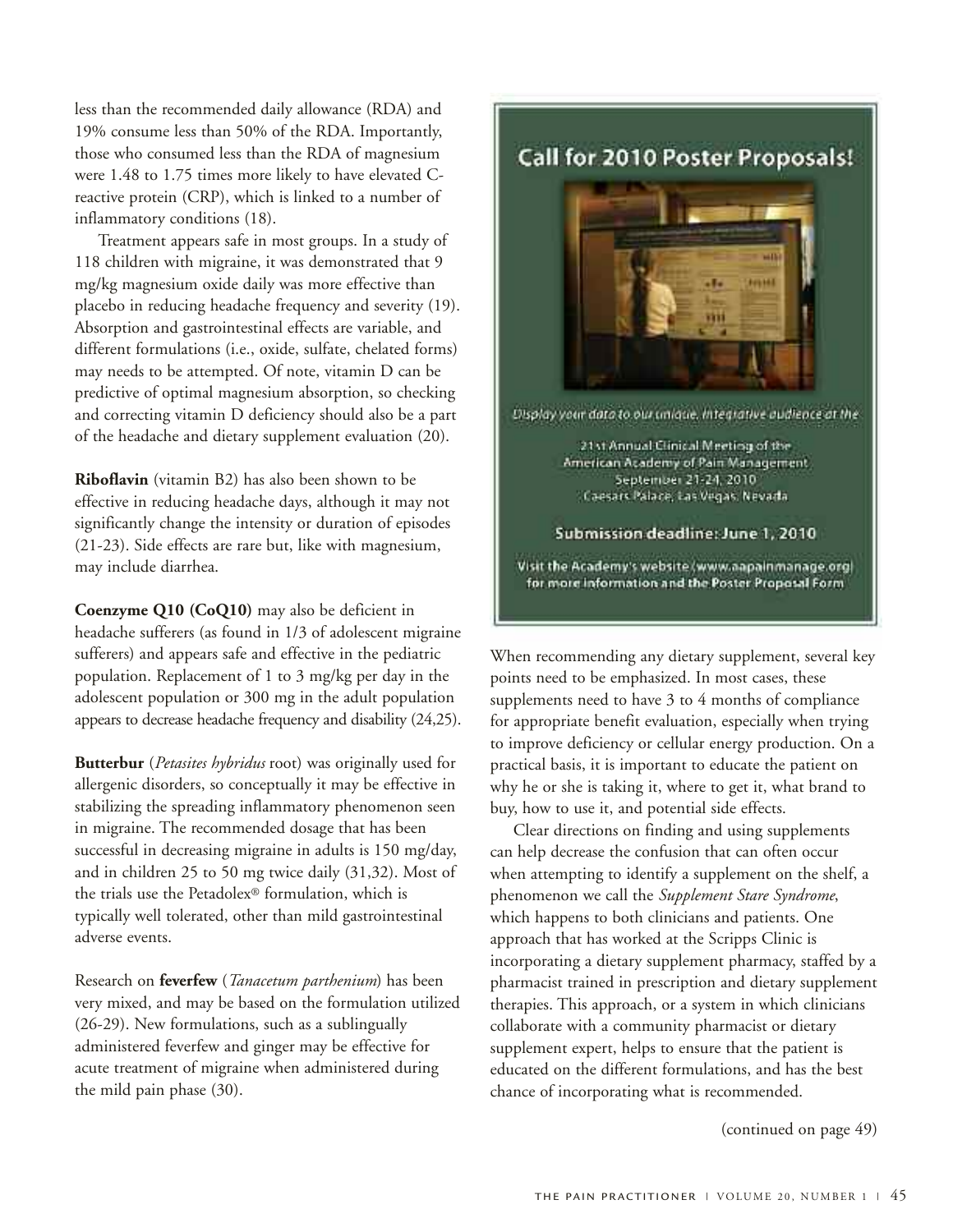less than the recommended daily allowance (RDA) and 19% consume less than 50% of the RDA. Importantly, those who consumed less than the RDA of magnesium were 1.48 to 1.75 times more likely to have elevated C-reactive protein (CRP), which is linked to a number of inflammatory conditions (18).

Treatment appears safe in most groups. In a study of 118 children with migraine, it was demonstrated that 9 mg/kg magnesium oxide daily was more effective than placebo in reducing headache frequency and severity (19). Absorption and gastrointestinal effects are variable, and different formulations (i.e., oxide, sulfate, chelated forms) may needs to be attempted. Of note, vitamin D can be predictive of optimal magnesium absorption, so checking and correcting vitamin D deficiency should also be a part of the headache and dietary supplement evaluation (20).

**Riboflavin** (vitamin B2) has also been shown to be effective in reducing headache days, although it may not significantly change the intensity or duration of episodes (21-23). Side effects are rare but, like with magnesium, may include diarrhea.

**Coenzyme Q10 (CoQ10)** may also be deficient in headache sufferers (as found in 1/3 of adolescent migraine sufferers) and appears safe and effective in the pediatric population. Replacement of 1 to 3 mg/kg per day in the adolescent population or 300 mg in the adult population appears to decrease headache frequency and disability (24,25).

**Butterbur** (*Petasites hybridus* root) was originally used for allergenic disorders, so conceptually it may be effective in stabilizing the spreading inflammatory phenomenon seen in migraine. The recommended dosage that has been successful in decreasing migraine in adults is 150 mg/day, and in children 25 to 50 mg twice daily (31,32). Most of the trials use the Petadolex® formulation, which is typically well tolerated, other than mild gastrointestinal adverse events.

Research on **feverfew** (*Tanacetum parthenium*) has been very mixed, and may be based on the formulation utilized (26-29). New formulations, such as a sublingually administered feverfew and ginger may be effective for acute treatment of migraine when administered during the mild pain phase (30).

**Call for 2010 Poster Proposals!**

*Display your data to our unique, integrative audience at the*

21st Annual Clinical Meeting of the American Academy of Pain Management
September 21-24, 2010
Caesars Palace, Las Vegas, Nevada

**Submission deadline: June 1, 2010**

Visit the Academy's website (www.aapainmanage.org) for more information and the Poster Proposal Form

When recommending any dietary supplement, several key points need to be emphasized. In most cases, these supplements need to have 3 to 4 months of compliance for appropriate benefit evaluation, especially when trying to improve deficiency or cellular energy production. On a practical basis, it is important to educate the patient on why he or she is taking it, where to get it, what brand to buy, how to use it, and potential side effects.

Clear directions on finding and using supplements can help decrease the confusion that can often occur when attempting to identify a supplement on the shelf, a phenomenon we call the *Supplement Stare Syndrome*, which happens to both clinicians and patients. One approach that has worked at the Scripps Clinic is incorporating a dietary supplement pharmacy, staffed by a pharmacist trained in prescription and dietary supplement therapies. This approach, or a system in which clinicians collaborate with a community pharmacist or dietary supplement expert, helps to ensure that the patient is educated on the different formulations, and has the best chance of incorporating what is recommended.

(continued on page 49)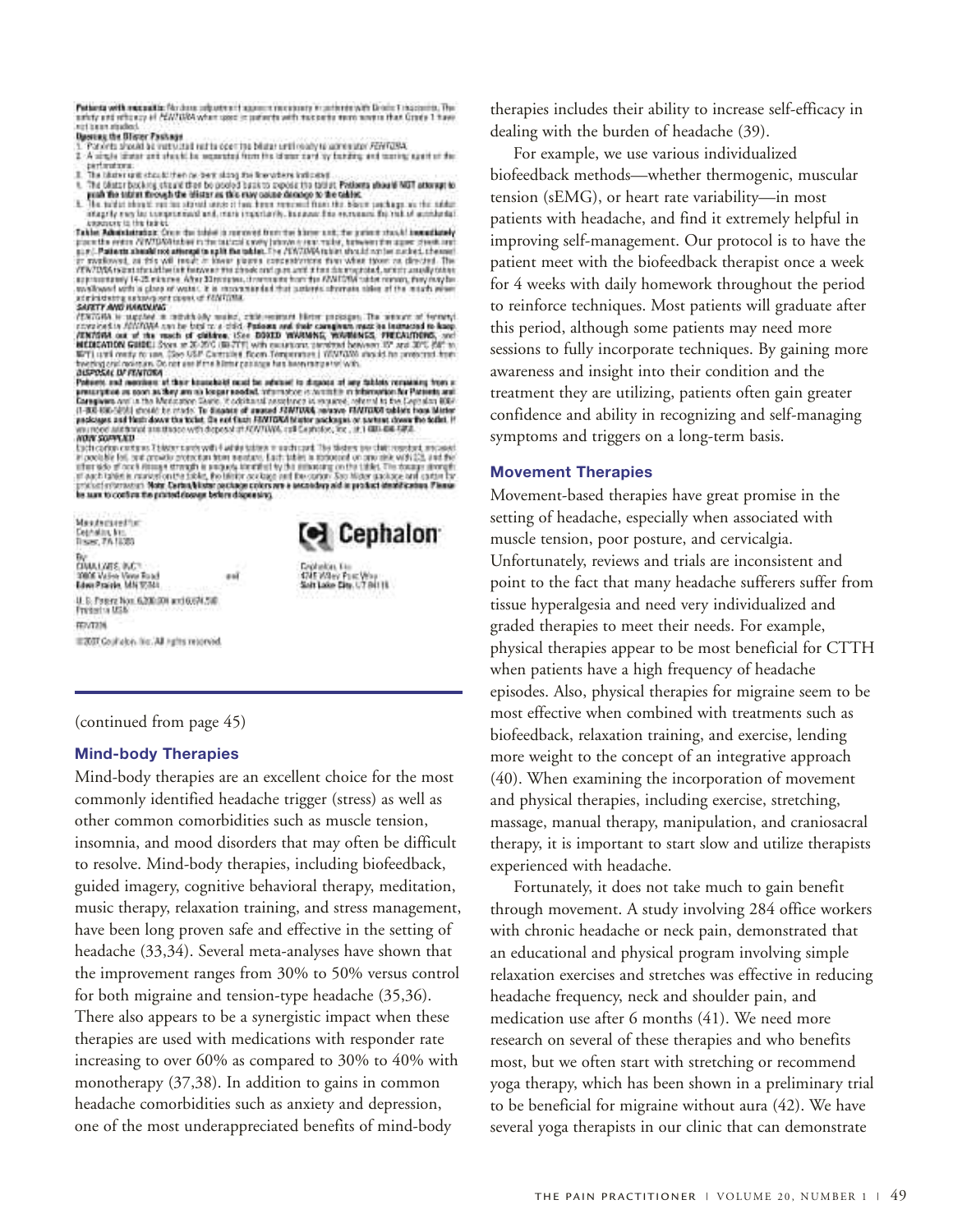(continued from page 45)

### Mind-body Therapies

Mind-body therapies are an excellent choice for the most commonly identified headache trigger (stress) as well as other common comorbidities such as muscle tension, insomnia, and mood disorders that may often be difficult to resolve. Mind-body therapies, including biofeedback, guided imagery, cognitive behavioral therapy, meditation, music therapy, relaxation training, and stress management, have been long proven safe and effective in the setting of headache (33,34). Several meta-analyses have shown that the improvement ranges from 30% to 50% versus control for both migraine and tension-type headache (35,36). There also appears to be a synergistic impact when these therapies are used with medications with responder rate increasing to over 60% as compared to 30% to 40% with monotherapy (37,38). In addition to gains in common headache comorbidities such as anxiety and depression, one of the most underappreciated benefits of mind-body therapies includes their ability to increase self-efficacy in dealing with the burden of headache (39).

For example, we use various individualized biofeedback methods—whether thermogenic, muscular tension (sEMG), or heart rate variability—in most patients with headache, and find it extremely helpful in improving self-management. Our protocol is to have the patient meet with the biofeedback therapist once a week for 4 weeks with daily homework throughout the period to reinforce techniques. Most patients will graduate after this period, although some patients may need more sessions to fully incorporate techniques. By gaining more awareness and insight into their condition and the treatment they are utilizing, patients often gain greater confidence and ability in recognizing and self-managing symptoms and triggers on a long-term basis.

### Movement Therapies

Movement-based therapies have great promise in the setting of headache, especially when associated with muscle tension, poor posture, and cervicalgia. Unfortunately, reviews and trials are inconsistent and point to the fact that many headache sufferers suffer from tissue hyperalgesia and need very individualized and graded therapies to meet their needs. For example, physical therapies appear to be most beneficial for CTTH when patients have a high frequency of headache episodes. Also, physical therapies for migraine seem to be most effective when combined with treatments such as biofeedback, relaxation training, and exercise, lending more weight to the concept of an integrative approach (40). When examining the incorporation of movement and physical therapies, including exercise, stretching, massage, manual therapy, manipulation, and craniosacral therapy, it is important to start slow and utilize therapists experienced with headache.

Fortunately, it does not take much to gain benefit through movement. A study involving 284 office workers with chronic headache or neck pain, demonstrated that an educational and physical program involving simple relaxation exercises and stretches was effective in reducing headache frequency, neck and shoulder pain, and medication use after 6 months (41). We need more research on several of these therapies and who benefits most, but we often start with stretching or recommend yoga therapy, which has been shown in a preliminary trial to be beneficial for migraine without aura (42). We have several yoga therapists in our clinic that can demonstrate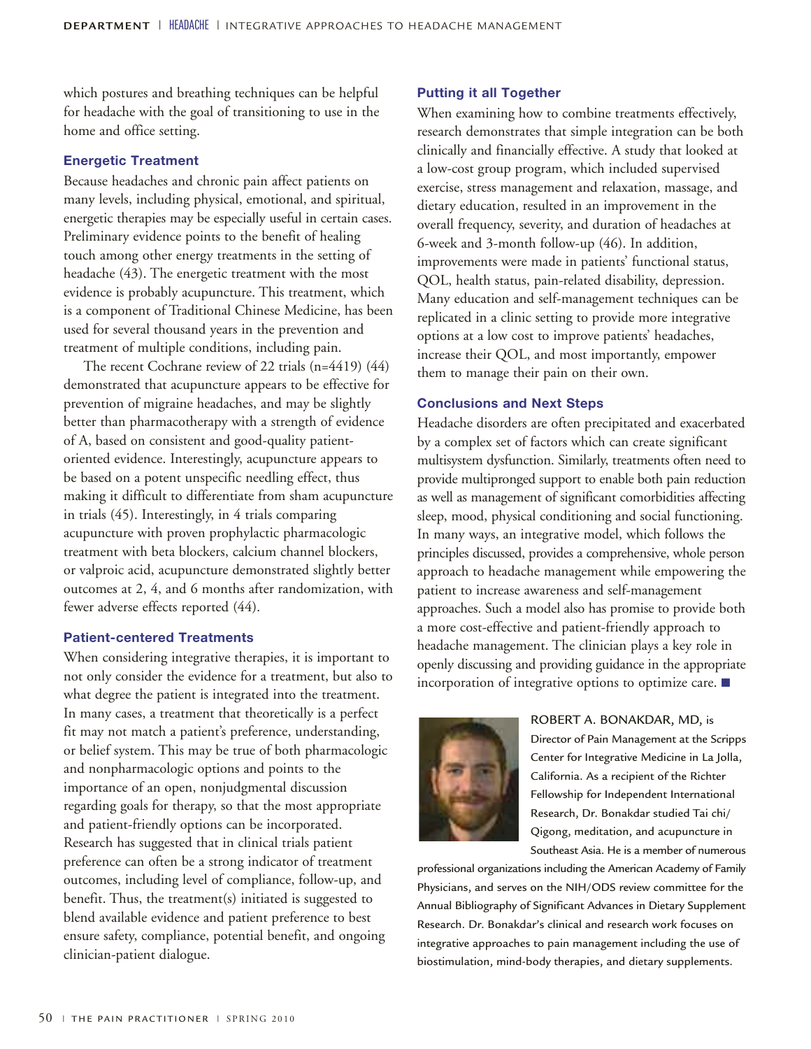which postures and breathing techniques can be helpful for headache with the goal of transitioning to use in the home and office setting.

### Energetic Treatment

Because headaches and chronic pain affect patients on many levels, including physical, emotional, and spiritual, energetic therapies may be especially useful in certain cases. Preliminary evidence points to the benefit of healing touch among other energy treatments in the setting of headache (43). The energetic treatment with the most evidence is probably acupuncture. This treatment, which is a component of Traditional Chinese Medicine, has been used for several thousand years in the prevention and treatment of multiple conditions, including pain.

The recent Cochrane review of 22 trials (n=4419) (44) demonstrated that acupuncture appears to be effective for prevention of migraine headaches, and may be slightly better than pharmacotherapy with a strength of evidence of A, based on consistent and good-quality patient-oriented evidence. Interestingly, acupuncture appears to be based on a potent unspecific needling effect, thus making it difficult to differentiate from sham acupuncture in trials (45). Interestingly, in 4 trials comparing acupuncture with proven prophylactic pharmacologic treatment with beta blockers, calcium channel blockers, or valproic acid, acupuncture demonstrated slightly better outcomes at 2, 4, and 6 months after randomization, with fewer adverse effects reported (44).

### Patient-centered Treatments

When considering integrative therapies, it is important to not only consider the evidence for a treatment, but also to what degree the patient is integrated into the treatment. In many cases, a treatment that theoretically is a perfect fit may not match a patient's preference, understanding, or belief system. This may be true of both pharmacologic and nonpharmacologic options and points to the importance of an open, nonjudgmental discussion regarding goals for therapy, so that the most appropriate and patient-friendly options can be incorporated. Research has suggested that in clinical trials patient preference can often be a strong indicator of treatment outcomes, including level of compliance, follow-up, and benefit. Thus, the treatment(s) initiated is suggested to blend available evidence and patient preference to best ensure safety, compliance, potential benefit, and ongoing clinician-patient dialogue.

### Putting it all Together

When examining how to combine treatments effectively, research demonstrates that simple integration can be both clinically and financially effective. A study that looked at a low-cost group program, which included supervised exercise, stress management and relaxation, massage, and dietary education, resulted in an improvement in the overall frequency, severity, and duration of headaches at 6-week and 3-month follow-up (46). In addition, improvements were made in patients' functional status, QOL, health status, pain-related disability, depression. Many education and self-management techniques can be replicated in a clinic setting to provide more integrative options at a low cost to improve patients' headaches, increase their QOL, and most importantly, empower them to manage their pain on their own.

### Conclusions and Next Steps

Headache disorders are often precipitated and exacerbated by a complex set of factors which can create significant multisystem dysfunction. Similarly, treatments often need to provide multipronged support to enable both pain reduction as well as management of significant comorbidities affecting sleep, mood, physical conditioning and social functioning. In many ways, an integrative model, which follows the principles discussed, provides a comprehensive, whole person approach to headache management while empowering the patient to increase awareness and self-management approaches. Such a model also has promise to provide both a more cost-effective and patient-friendly approach to headache management. The clinician plays a key role in openly discussing and providing guidance in the appropriate incorporation of integrative options to optimize care. ■

ROBERT A. BONAKDAR, MD, is Director of Pain Management at the Scripps Center for Integrative Medicine in La Jolla, California. As a recipient of the Richter Fellowship for Independent International Research, Dr. Bonakdar studied Tai chi/Qigong, meditation, and acupuncture in Southeast Asia. He is a member of numerous professional organizations including the American Academy of Family Physicians, and serves on the NIH/ODS review committee for the Annual Bibliography of Significant Advances in Dietary Supplement Research. Dr. Bonakdar's clinical and research work focuses on integrative approaches to pain management including the use of biostimulation, mind-body therapies, and dietary supplements.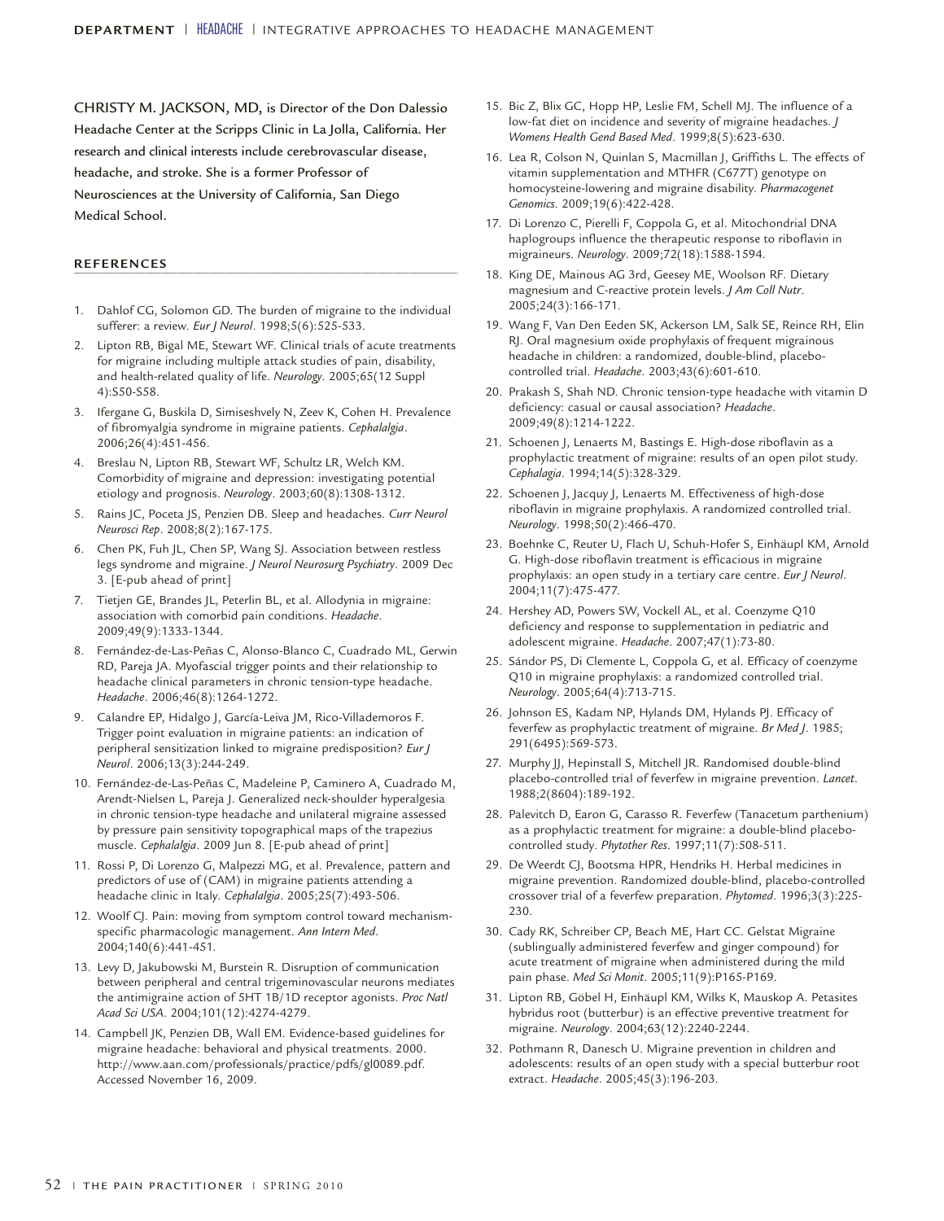CHRISTY M. JACKSON, MD, is Director of the Don Dalessio Headache Center at the Scripps Clinic in La Jolla, California. Her research and clinical interests include cerebrovascular disease, headache, and stroke. She is a former Professor of Neurosciences at the University of California, San Diego Medical School.

## REFERENCES

1. Dahlof CG, Solomon GD. The burden of migraine to the individual sufferer: a review. *Eur J Neurol*. 1998;5(6):525-533.
2. Lipton RB, Bigal ME, Stewart WF. Clinical trials of acute treatments for migraine including multiple attack studies of pain, disability, and health-related quality of life. *Neurology*. 2005;65(12 Suppl 4):S50-S58.
3. Ifergane G, Buskila D, Simiseshvely N, Zeev K, Cohen H. Prevalence of fibromyalgia syndrome in migraine patients. *Cephalalgia*. 2006;26(4):451-456.
4. Breslau N, Lipton RB, Stewart WF, Schultz LR, Welch KM. Comorbidity of migraine and depression: investigating potential etiology and prognosis. *Neurology*. 2003;60(8):1308-1312.
5. Rains JC, Poceta JS, Penzien DB. Sleep and headaches. *Curr Neurol Neurosci Rep*. 2008;8(2):167-175.
6. Chen PK, Fuh JL, Chen SP, Wang SJ. Association between restless legs syndrome and migraine. *J Neurol Neurosurg Psychiatry*. 2009 Dec 3. [E-pub ahead of print]
7. Tietjen GE, Brandes JL, Peterlin BL, et al. Allodynia in migraine: association with comorbid pain conditions. *Headache*. 2009;49(9):1333-1344.
8. Fernández-de-Las-Peñas C, Alonso-Blanco C, Cuadrado ML, Gerwin RD, Pareja JA. Myofascial trigger points and their relationship to headache clinical parameters in chronic tension-type headache. *Headache*. 2006;46(8):1264-1272.
9. Calandre EP, Hidalgo J, García-Leiva JM, Rico-Villademoros F. Trigger point evaluation in migraine patients: an indication of peripheral sensitization linked to migraine predisposition? *Eur J Neurol*. 2006;13(3):244-249.
10. Fernández-de-Las-Peñas C, Madeleine P, Caminero A, Cuadrado M, Arendt-Nielsen L, Pareja J. Generalized neck-shoulder hyperalgesia in chronic tension-type headache and unilateral migraine assessed by pressure pain sensitivity topographical maps of the trapezius muscle. *Cephalalgia*. 2009 Jun 8. [E-pub ahead of print]
11. Rossi P, Di Lorenzo G, Malpezzi MG, et al. Prevalence, pattern and predictors of use of (CAM) in migraine patients attending a headache clinic in Italy. *Cephalalgia*. 2005;25(7):493-506.
12. Woolf CJ. Pain: moving from symptom control toward mechanism-specific pharmacologic management. *Ann Intern Med*. 2004;140(6):441-451.
13. Levy D, Jakubowski M, Burstein R. Disruption of communication between peripheral and central trigeminovascular neurons mediates the antimigraine action of 5HT 1B/1D receptor agonists. *Proc Natl Acad Sci USA*. 2004;101(12):4274-4279.
14. Campbell JK, Penzien DB, Wall EM. Evidence-based guidelines for migraine headache: behavioral and physical treatments. 2000. http://www.aan.com/professionals/practice/pdfs/gl0089.pdf. Accessed November 16, 2009.
15. Bic Z, Blix GC, Hopp HP, Leslie FM, Schell MJ. The influence of a low-fat diet on incidence and severity of migraine headaches. *J Womens Health Gend Based Med*. 1999;8(5):623-630.
16. Lea R, Colson N, Quinlan S, Macmillan J, Griffiths L. The effects of vitamin supplementation and MTHFR (C677T) genotype on homocysteine-lowering and migraine disability. *Pharmacogenet Genomics*. 2009;19(6):422-428.
17. Di Lorenzo C, Pierelli F, Coppola G, et al. Mitochondrial DNA haplogroups influence the therapeutic response to riboflavin in migraineurs. *Neurology*. 2009;72(18):1588-1594.
18. King DE, Mainous AG 3rd, Geesey ME, Woolson RF. Dietary magnesium and C-reactive protein levels. *J Am Coll Nutr*. 2005;24(3):166-171.
19. Wang F, Van Den Eeden SK, Ackerson LM, Salk SE, Reince RH, Elin RJ. Oral magnesium oxide prophylaxis of frequent migrainous headache in children: a randomized, double-blind, placebo-controlled trial. *Headache*. 2003;43(6):601-610.
20. Prakash S, Shah ND. Chronic tension-type headache with vitamin D deficiency: casual or causal association? *Headache*. 2009;49(8):1214-1222.
21. Schoenen J, Lenaerts M, Bastings E. High-dose riboflavin as a prophylactic treatment of migraine: results of an open pilot study. *Cephalagia*. 1994;14(5):328-329.
22. Schoenen J, Jacquy J, Lenaerts M. Effectiveness of high-dose riboflavin in migraine prophylaxis. A randomized controlled trial. *Neurology*. 1998;50(2):466-470.
23. Boehnke C, Reuter U, Flach U, Schuh-Hofer S, Einhäupl KM, Arnold G. High-dose riboflavin treatment is efficacious in migraine prophylaxis: an open study in a tertiary care centre. *Eur J Neurol*. 2004;11(7):475-477.
24. Hershey AD, Powers SW, Vockell AL, et al. Coenzyme Q10 deficiency and response to supplementation in pediatric and adolescent migraine. *Headache*. 2007;47(1):73-80.
25. Sándor PS, Di Clemente L, Coppola G, et al. Efficacy of coenzyme Q10 in migraine prophylaxis: a randomized controlled trial. *Neurology*. 2005;64(4):713-715.
26. Johnson ES, Kadam NP, Hylands DM, Hylands PJ. Efficacy of feverfew as prophylactic treatment of migraine. *Br Med J*. 1985; 291(6495):569-573.
27. Murphy JJ, Hepinstall S, Mitchell JR. Randomised double-blind placebo-controlled trial of feverfew in migraine prevention. *Lancet*. 1988;2(8604):189-192.
28. Palevitch D, Earon G, Carasso R. Feverfew (Tanacetum parthenium) as a prophylactic treatment for migraine: a double-blind placebo-controlled study. *Phytother Res*. 1997;11(7):508-511.
29. De Weerdt CJ, Bootsma HPR, Hendriks H. Herbal medicines in migraine prevention. Randomized double-blind, placebo-controlled crossover trial of a feverfew preparation. *Phytomed*. 1996;3(3):225-230.
30. Cady RK, Schreiber CP, Beach ME, Hart CC. Gelstat Migraine (sublingually administered feverfew and ginger compound) for acute treatment of migraine when administered during the mild pain phase. *Med Sci Monit*. 2005;11(9):P165-P169.
31. Lipton RB, Göbel H, Einhäupl KM, Wilks K, Mauskop A. Petasites hybridus root (butterbur) is an effective preventive treatment for migraine. *Neurology*. 2004;63(12):2240-2244.
32. Pothmann R, Danesch U. Migraine prevention in children and adolescents: results of an open study with a special butterbur root extract. *Headache*. 2005;45(3):196-203.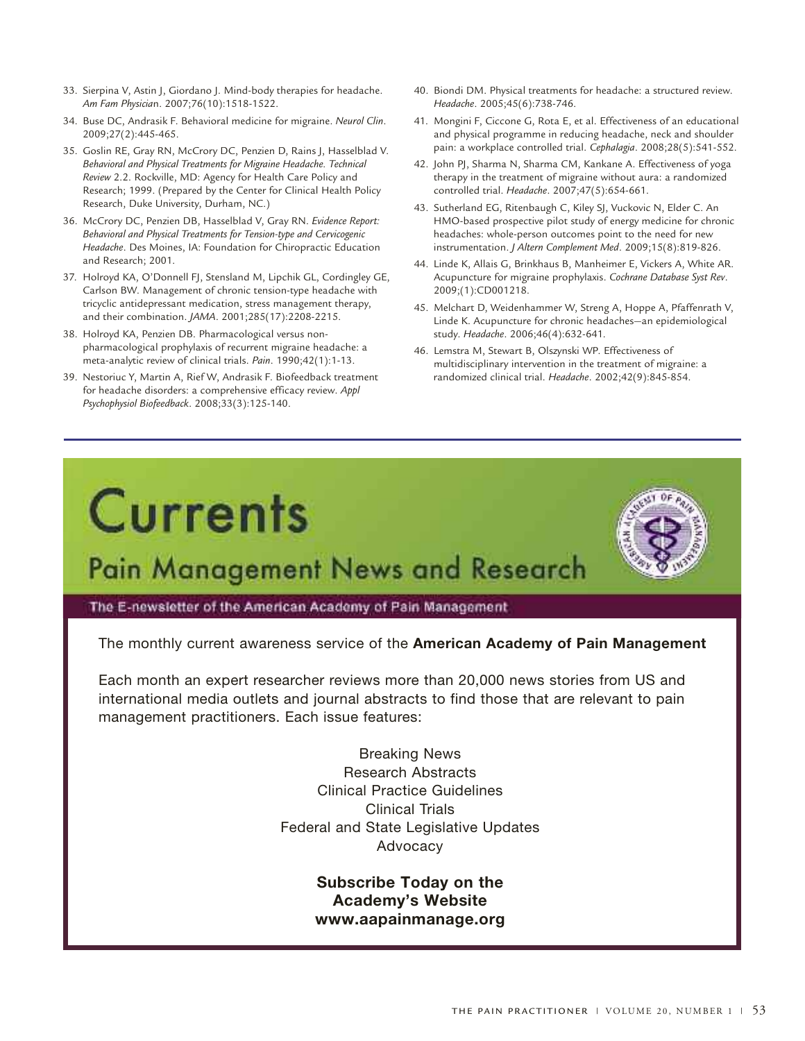33. Sierpina V, Astin J, Giordano J. Mind-body therapies for headache. *Am Fam Physician*. 2007;76(10):1518-1522.
34. Buse DC, Andrasik F. Behavioral medicine for migraine. *Neurol Clin*. 2009;27(2):445-465.
35. Goslin RE, Gray RN, McCrory DC, Penzien D, Rains J, Hasselblad V. *Behavioral and Physical Treatments for Migraine Headache. Technical Review* 2.2. Rockville, MD: Agency for Health Care Policy and Research; 1999. (Prepared by the Center for Clinical Health Policy Research, Duke University, Durham, NC.)
36. McCrory DC, Penzien DB, Hasselblad V, Gray RN. *Evidence Report: Behavioral and Physical Treatments for Tension-type and Cervicogenic Headache*. Des Moines, IA: Foundation for Chiropractic Education and Research; 2001.
37. Holroyd KA, O'Donnell FJ, Stensland M, Lipchik GL, Cordingley GE, Carlson BW. Management of chronic tension-type headache with tricyclic antidepressant medication, stress management therapy, and their combination. *JAMA*. 2001;285(17):2208-2215.
38. Holroyd KA, Penzien DB. Pharmacological versus non-pharmacological prophylaxis of recurrent migraine headache: a meta-analytic review of clinical trials. *Pain*. 1990;42(1):1-13.
39. Nestoriuc Y, Martin A, Rief W, Andrasik F. Biofeedback treatment for headache disorders: a comprehensive efficacy review. *Appl Psychophysiol Biofeedback*. 2008;33(3):125-140.
40. Biondi DM. Physical treatments for headache: a structured review. *Headache*. 2005;45(6):738-746.
41. Mongini F, Ciccone G, Rota E, et al. Effectiveness of an educational and physical programme in reducing headache, neck and shoulder pain: a workplace controlled trial. *Cephalagia*. 2008;28(5):541-552.
42. John PJ, Sharma N, Sharma CM, Kankane A. Effectiveness of yoga therapy in the treatment of migraine without aura: a randomized controlled trial. *Headache*. 2007;47(5):654-661.
43. Sutherland EG, Ritenbaugh C, Kiley SJ, Vuckovic N, Elder C. An HMO-based prospective pilot study of energy medicine for chronic headaches: whole-person outcomes point to the need for new instrumentation. *J Altern Complement Med*. 2009;15(8):819-826.
44. Linde K, Allais G, Brinkhaus B, Manheimer E, Vickers A, White AR. Acupuncture for migraine prophylaxis. *Cochrane Database Syst Rev*. 2009;(1):CD001218.
45. Melchart D, Weidenhammer W, Streng A, Hoppe A, Pfaffenrath V, Linde K. Acupuncture for chronic headaches—an epidemiological study. *Headache*. 2006;46(4):632-641.
46. Lemstra M, Stewart B, Olszynski WP. Effectiveness of multidisciplinary intervention in the treatment of migraine: a randomized clinical trial. *Headache*. 2002;42(9):845-854.

# Currents

## Pain Management News and Research

The E-newsletter of the American Academy of Pain Management

The monthly current awareness service of the **American Academy of Pain Management**

Each month an expert researcher reviews more than 20,000 news stories from US and international media outlets and journal abstracts to find those that are relevant to pain management practitioners. Each issue features:

Breaking News
Research Abstracts
Clinical Practice Guidelines
Clinical Trials
Federal and State Legislative Updates
Advocacy

**Subscribe Today on the Academy's Website**
**www.aapainmanage.org**